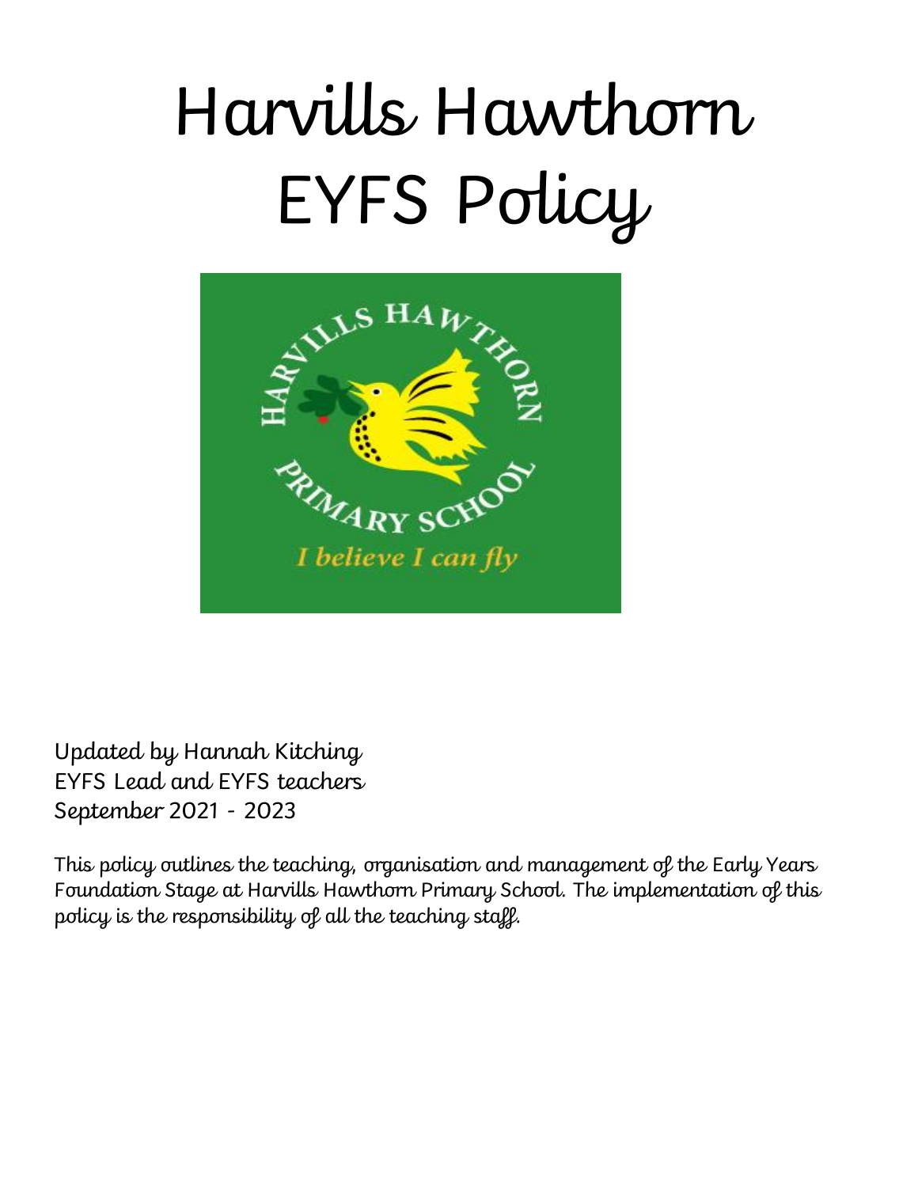# Harvills Hawthorn EYFS Policy

Updated by Hannah Kitching
EYFS Lead and EYFS teachers
September 2021 - 2023

This policy outlines the teaching, organisation and management of the Early Years Foundation Stage at Harvills Hawthorn Primary School. The implementation of this policy is the responsibility of all the teaching staff.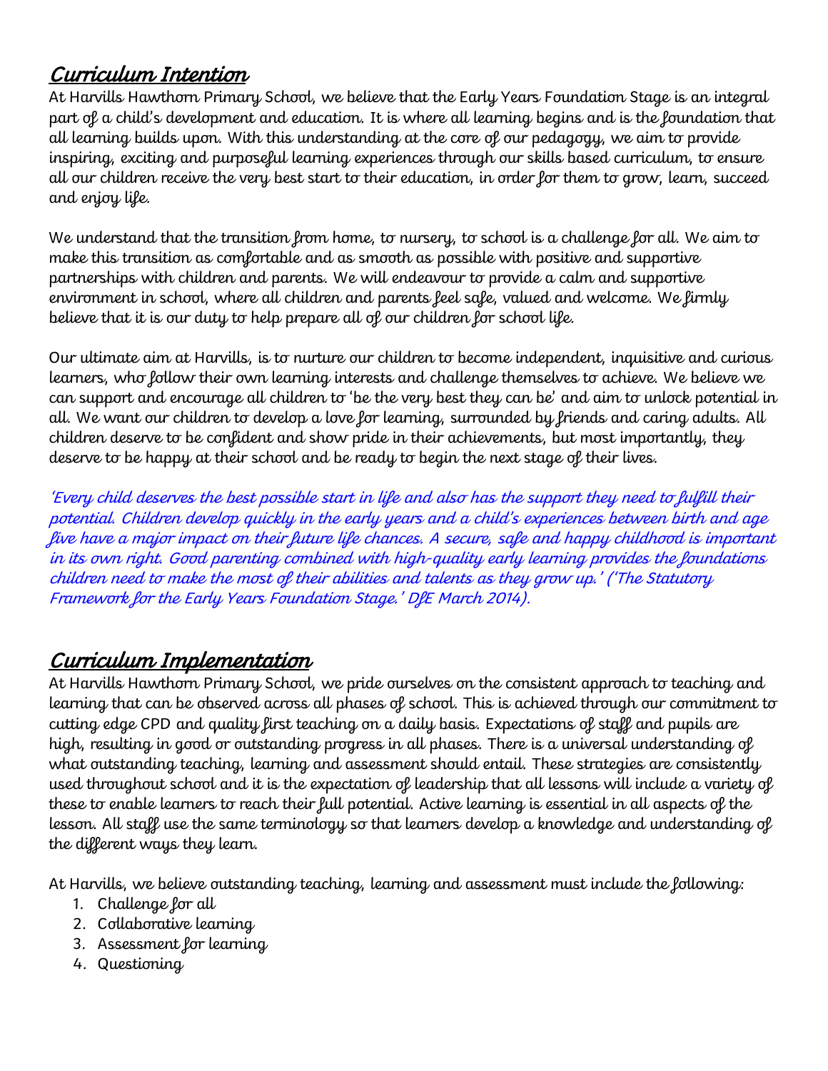## *Curriculum Intention*

At Harvills Hawthorn Primary School, we believe that the Early Years Foundation Stage is an integral part of a child's development and education. It is where all learning begins and is the foundation that all learning builds upon. With this understanding at the core of our pedagogy, we aim to provide inspiring, exciting and purposeful learning experiences through our skills based curriculum, to ensure all our children receive the very best start to their education, in order for them to grow, learn, succeed and enjoy life.

We understand that the transition from home, to nursery, to school is a challenge for all. We aim to make this transition as comfortable and as smooth as possible with positive and supportive partnerships with children and parents. We will endeavour to provide a calm and supportive environment in school, where all children and parents feel safe, valued and welcome. We firmly believe that it is our duty to help prepare all of our children for school life.

Our ultimate aim at Harvills, is to nurture our children to become independent, inquisitive and curious learners, who follow their own learning interests and challenge themselves to achieve. We believe we can support and encourage all children to 'be the very best they can be' and aim to unlock potential in all. We want our children to develop a love for learning, surrounded by friends and caring adults. All children deserve to be confident and show pride in their achievements, but most importantly, they deserve to be happy at their school and be ready to begin the next stage of their lives.

*'Every child deserves the best possible start in life and also has the support they need to fulfill their potential. Children develop quickly in the early years and a child's experiences between birth and age five have a major impact on their future life chances. A secure, safe and happy childhood is important in its own right. Good parenting combined with high-quality early learning provides the foundations children need to make the most of their abilities and talents as they grow up.' ('The Statutory Framework for the Early Years Foundation Stage.' DfE March 2014).*

## *Curriculum Implementation*

At Harvills Hawthorn Primary School, we pride ourselves on the consistent approach to teaching and learning that can be observed across all phases of school. This is achieved through our commitment to cutting edge CPD and quality first teaching on a daily basis. Expectations of staff and pupils are high, resulting in good or outstanding progress in all phases. There is a universal understanding of what outstanding teaching, learning and assessment should entail. These strategies are consistently used throughout school and it is the expectation of leadership that all lessons will include a variety of these to enable learners to reach their full potential. Active learning is essential in all aspects of the lesson. All staff use the same terminology so that learners develop a knowledge and understanding of the different ways they learn.

At Harvills, we believe outstanding teaching, learning and assessment must include the following:

1. Challenge for all
2. Collaborative learning
3. Assessment for learning
4. Questioning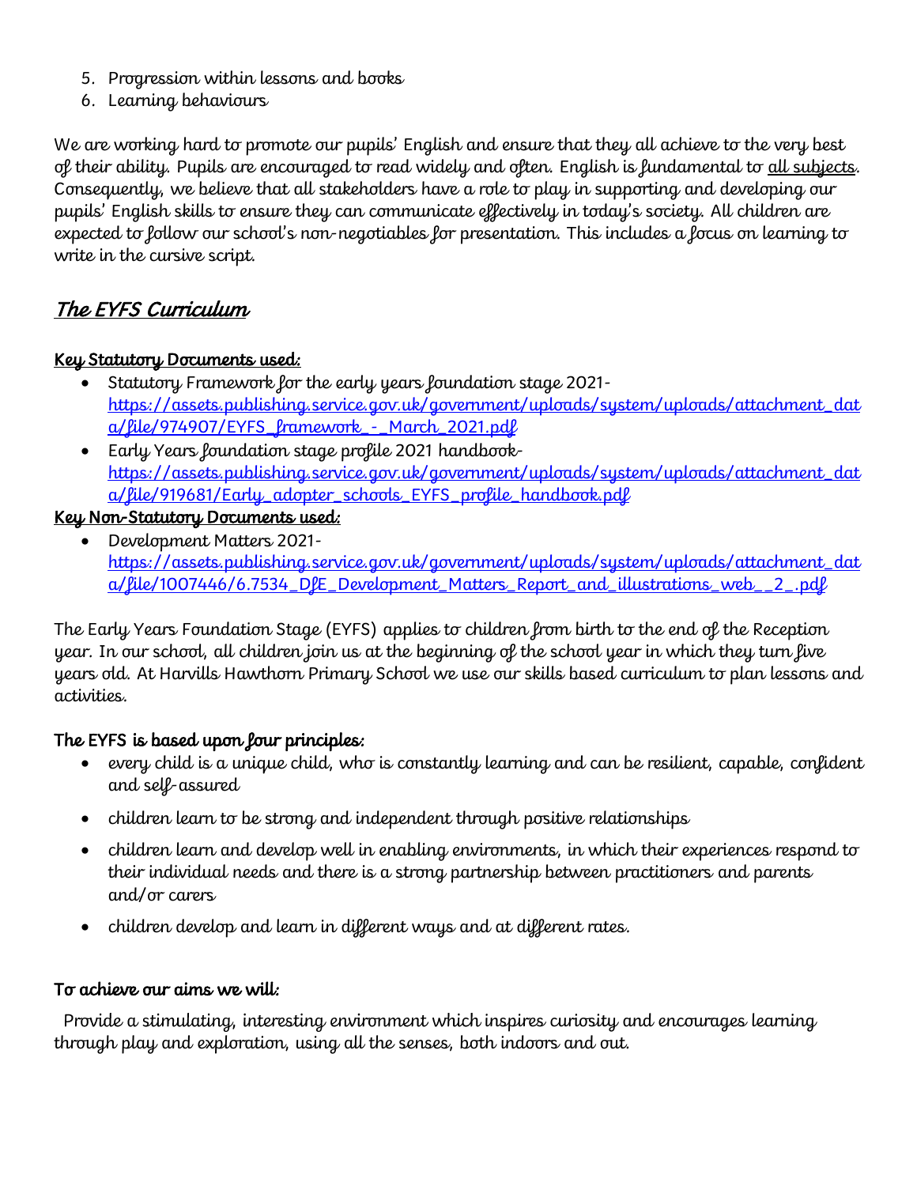5. Progression within lessons and books
6. Learning behaviours

We are working hard to promote our pupils' English and ensure that they all achieve to the very best of their ability. Pupils are encouraged to read widely and often. English is fundamental to all subjects. Consequently, we believe that all stakeholders have a role to play in supporting and developing our pupils' English skills to ensure they can communicate effectively in today's society. All children are expected to follow our school's non-negotiables for presentation. This includes a focus on learning to write in the cursive script.

## The EYFS Curriculum

**Key Statutory Documents used:**

- Statutory Framework for the early years foundation stage 2021- https://assets.publishing.service.gov.uk/government/uploads/system/uploads/attachment_data/file/974907/EYFS_framework_-_March_2021.pdf
- Early Years foundation stage profile 2021 handbook- https://assets.publishing.service.gov.uk/government/uploads/system/uploads/attachment_data/file/919681/Early_adopter_schools_EYFS_profile_handbook.pdf

**Key Non-Statutory Documents used:**

- Development Matters 2021- https://assets.publishing.service.gov.uk/government/uploads/system/uploads/attachment_data/file/1007446/6.7534_DfE_Development_Matters_Report_and_illustrations_web__2_.pdf

The Early Years Foundation Stage (EYFS) applies to children from birth to the end of the Reception year. In our school, all children join us at the beginning of the school year in which they turn five years old. At Harvills Hawthorn Primary School we use our skills based curriculum to plan lessons and activities.

**The EYFS is based upon four principles:**

- every child is a unique child, who is constantly learning and can be resilient, capable, confident and self-assured
- children learn to be strong and independent through positive relationships
- children learn and develop well in enabling environments, in which their experiences respond to their individual needs and there is a strong partnership between practitioners and parents and/or carers
- children develop and learn in different ways and at different rates.

**To achieve our aims we will:**

Provide a stimulating, interesting environment which inspires curiosity and encourages learning through play and exploration, using all the senses, both indoors and out.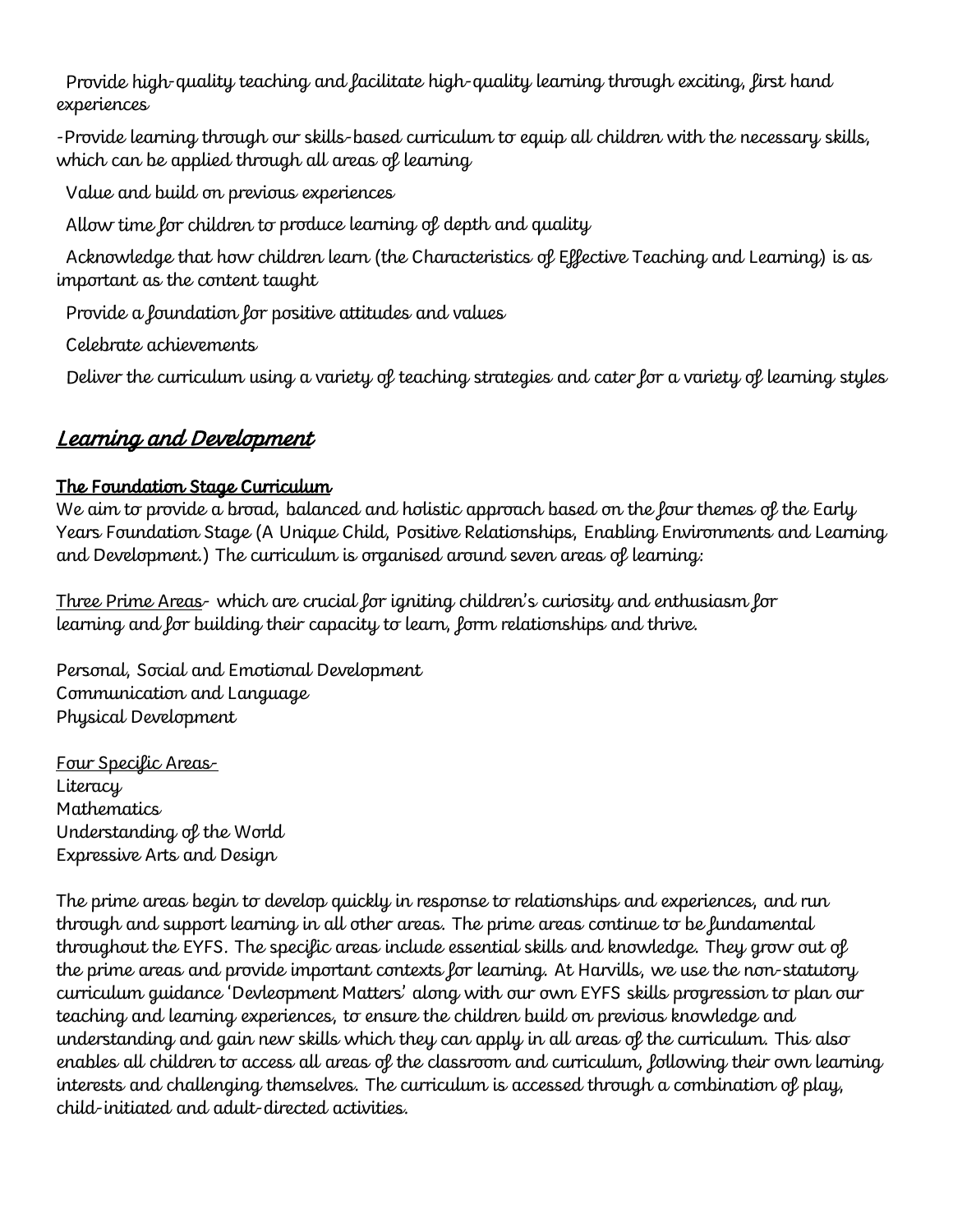Provide high-quality teaching and facilitate high-quality learning through exciting, first hand experiences

-Provide learning through our skills-based curriculum to equip all children with the necessary skills, which can be applied through all areas of learning

Value and build on previous experiences

Allow time for children to produce learning of depth and quality

Acknowledge that how children learn (the Characteristics of Effective Teaching and Learning) is as important as the content taught

Provide a foundation for positive attitudes and values

Celebrate achievements

Deliver the curriculum using a variety of teaching strategies and cater for a variety of learning styles

## *Learning and Development*

### The Foundation Stage Curriculum

We aim to provide a broad, balanced and holistic approach based on the four themes of the Early Years Foundation Stage (A Unique Child, Positive Relationships, Enabling Environments and Learning and Development.) The curriculum is organised around seven areas of learning:

Three Prime Areas- which are crucial for igniting children's curiosity and enthusiasm for learning and for building their capacity to learn, form relationships and thrive.

Personal, Social and Emotional Development
Communication and Language
Physical Development

Four Specific Areas-
Literacy
Mathematics
Understanding of the World
Expressive Arts and Design

The prime areas begin to develop quickly in response to relationships and experiences, and run through and support learning in all other areas. The prime areas continue to be fundamental throughout the EYFS. The specific areas include essential skills and knowledge. They grow out of the prime areas and provide important contexts for learning. At Harvills, we use the non-statutory curriculum guidance 'Devleopment Matters' along with our own EYFS skills progression to plan our teaching and learning experiences, to ensure the children build on previous knowledge and understanding and gain new skills which they can apply in all areas of the curriculum. This also enables all children to access all areas of the classroom and curriculum, following their own learning interests and challenging themselves. The curriculum is accessed through a combination of play, child-initiated and adult-directed activities.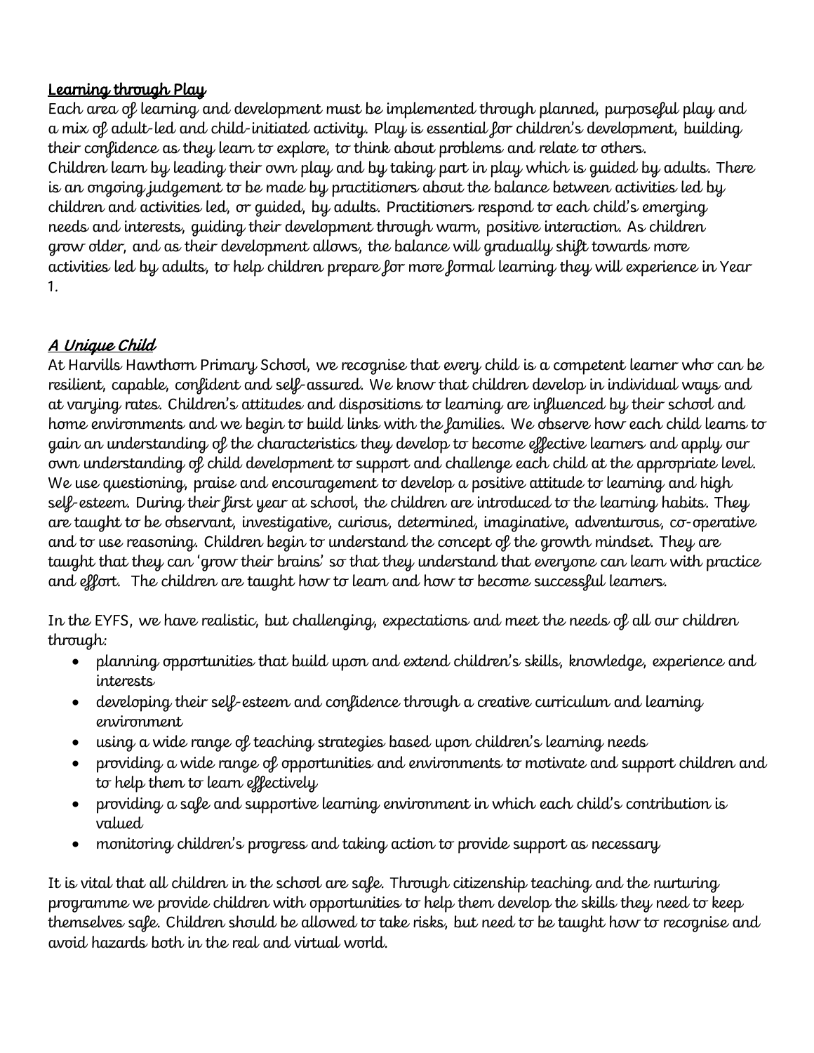## Learning through Play

Each area of learning and development must be implemented through planned, purposeful play and a mix of adult-led and child-initiated activity. Play is essential for children's development, building their confidence as they learn to explore, to think about problems and relate to others.
Children learn by leading their own play and by taking part in play which is guided by adults. There is an ongoing judgement to be made by practitioners about the balance between activities led by children and activities led, or guided, by adults. Practitioners respond to each child's emerging needs and interests, guiding their development through warm, positive interaction. As children grow older, and as their development allows, the balance will gradually shift towards more activities led by adults, to help children prepare for more formal learning they will experience in Year 1.

## *A Unique Child*

At Harvills Hawthorn Primary School, we recognise that every child is a competent learner who can be resilient, capable, confident and self-assured. We know that children develop in individual ways and at varying rates. Children's attitudes and dispositions to learning are influenced by their school and home environments and we begin to build links with the families. We observe how each child learns to gain an understanding of the characteristics they develop to become effective learners and apply our own understanding of child development to support and challenge each child at the appropriate level. We use questioning, praise and encouragement to develop a positive attitude to learning and high self-esteem. During their first year at school, the children are introduced to the learning habits. They are taught to be observant, investigative, curious, determined, imaginative, adventurous, co-operative and to use reasoning. Children begin to understand the concept of the growth mindset. They are taught that they can 'grow their brains' so that they understand that everyone can learn with practice and effort. The children are taught how to learn and how to become successful learners.

In the EYFS, we have realistic, but challenging, expectations and meet the needs of all our children through:

- planning opportunities that build upon and extend children's skills, knowledge, experience and interests
- developing their self-esteem and confidence through a creative curriculum and learning environment
- using a wide range of teaching strategies based upon children's learning needs
- providing a wide range of opportunities and environments to motivate and support children and to help them to learn effectively
- providing a safe and supportive learning environment in which each child's contribution is valued
- monitoring children's progress and taking action to provide support as necessary

It is vital that all children in the school are safe. Through citizenship teaching and the nurturing programme we provide children with opportunities to help them develop the skills they need to keep themselves safe. Children should be allowed to take risks, but need to be taught how to recognise and avoid hazards both in the real and virtual world.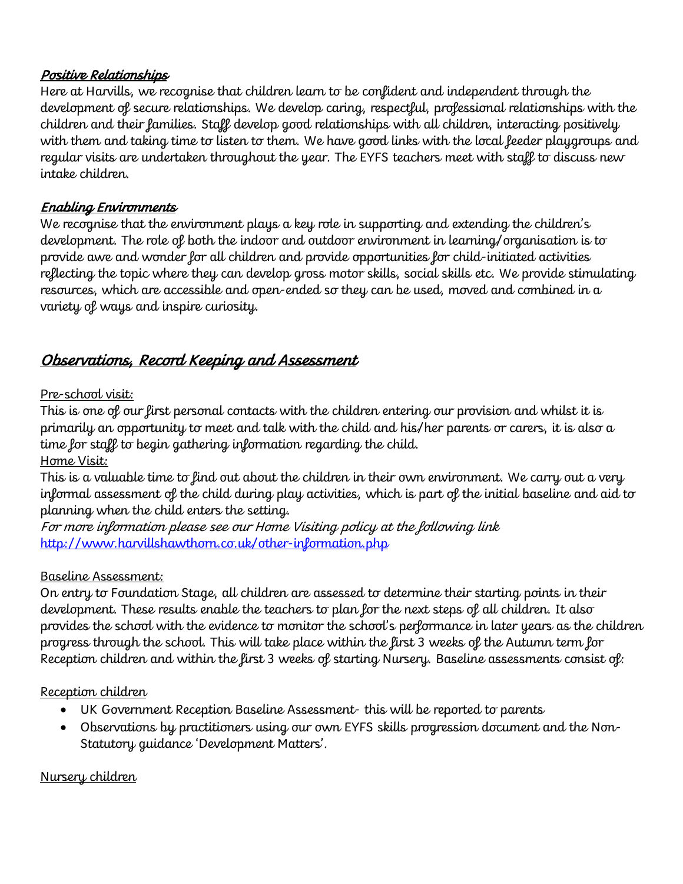### ***Positive Relationships***

Here at Harvills, we recognise that children learn to be confident and independent through the development of secure relationships. We develop caring, respectful, professional relationships with the children and their families. Staff develop good relationships with all children, interacting positively with them and taking time to listen to them. We have good links with the local feeder playgroups and regular visits are undertaken throughout the year. The EYFS teachers meet with staff to discuss new intake children.

### ***Enabling Environments***

We recognise that the environment plays a key role in supporting and extending the children's development. The role of both the indoor and outdoor environment in learning/organisation is to provide awe and wonder for all children and provide opportunities for child-initiated activities reflecting the topic where they can develop gross motor skills, social skills etc. We provide stimulating resources, which are accessible and open-ended so they can be used, moved and combined in a variety of ways and inspire curiosity.

## ***Observations, Record Keeping and Assessment***

Pre-school visit:

This is one of our first personal contacts with the children entering our provision and whilst it is primarily an opportunity to meet and talk with the child and his/her parents or carers, it is also a time for staff to begin gathering information regarding the child.

Home Visit:

This is a valuable time to find out about the children in their own environment. We carry out a very informal assessment of the child during play activities, which is part of the initial baseline and aid to planning when the child enters the setting.

*For more information please see our Home Visiting policy at the following link* [http://www.harvillshawthorn.co.uk/other-information.php](http://www.harvillshawthorn.co.uk/other-information.php)

Baseline Assessment:

On entry to Foundation Stage, all children are assessed to determine their starting points in their development. These results enable the teachers to plan for the next steps of all children. It also provides the school with the evidence to monitor the school's performance in later years as the children progress through the school. This will take place within the first 3 weeks of the Autumn term for Reception children and within the first 3 weeks of starting Nursery. Baseline assessments consist of:

Reception children

- UK Government Reception Baseline Assessment- this will be reported to parents
- Observations by practitioners using our own EYFS skills progression document and the Non-Statutory guidance 'Development Matters'.

Nursery children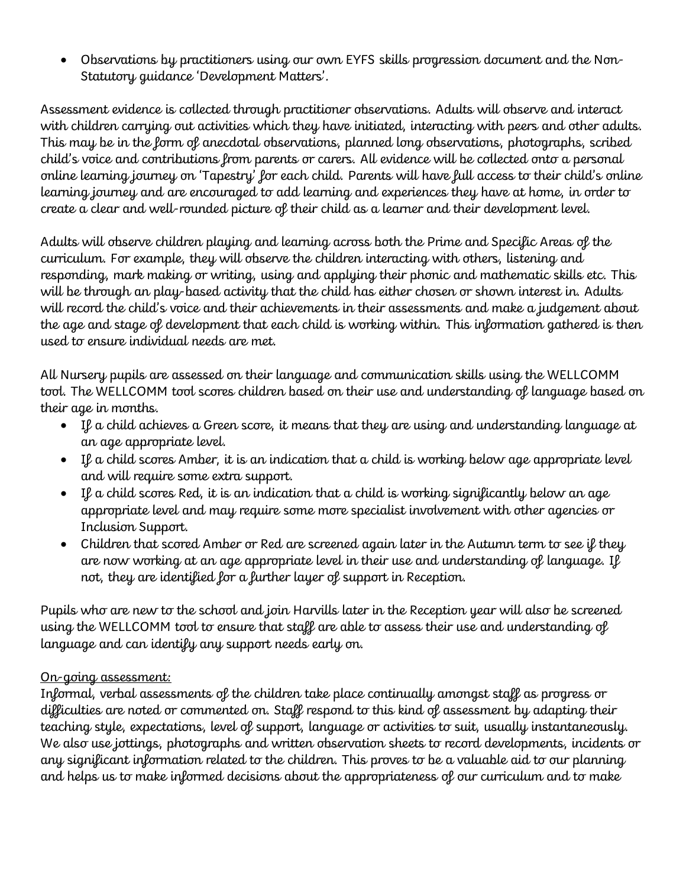- Observations by practitioners using our own EYFS skills progression document and the Non-Statutory guidance 'Development Matters'.

Assessment evidence is collected through practitioner observations. Adults will observe and interact with children carrying out activities which they have initiated, interacting with peers and other adults. This may be in the form of anecdotal observations, planned long observations, photographs, scribed child's voice and contributions from parents or carers. All evidence will be collected onto a personal online learning journey on 'Tapestry' for each child. Parents will have full access to their child's online learning journey and are encouraged to add learning and experiences they have at home, in order to create a clear and well-rounded picture of their child as a learner and their development level.

Adults will observe children playing and learning across both the Prime and Specific Areas of the curriculum. For example, they will observe the children interacting with others, listening and responding, mark making or writing, using and applying their phonic and mathematic skills etc. This will be through an play-based activity that the child has either chosen or shown interest in. Adults will record the child's voice and their achievements in their assessments and make a judgement about the age and stage of development that each child is working within. This information gathered is then used to ensure individual needs are met.

All Nursery pupils are assessed on their language and communication skills using the WELLCOMM tool. The WELLCOMM tool scores children based on their use and understanding of language based on their age in months.

- If a child achieves a Green score, it means that they are using and understanding language at an age appropriate level.
- If a child scores Amber, it is an indication that a child is working below age appropriate level and will require some extra support.
- If a child scores Red, it is an indication that a child is working significantly below an age appropriate level and may require some more specialist involvement with other agencies or Inclusion Support.
- Children that scored Amber or Red are screened again later in the Autumn term to see if they are now working at an age appropriate level in their use and understanding of language. If not, they are identified for a further layer of support in Reception.

Pupils who are new to the school and join Harvills later in the Reception year will also be screened using the WELLCOMM tool to ensure that staff are able to assess their use and understanding of language and can identify any support needs early on.

<u>On-going assessment:</u>

Informal, verbal assessments of the children take place continually amongst staff as progress or difficulties are noted or commented on. Staff respond to this kind of assessment by adapting their teaching style, expectations, level of support, language or activities to suit, usually instantaneously. We also use jottings, photographs and written observation sheets to record developments, incidents or any significant information related to the children. This proves to be a valuable aid to our planning and helps us to make informed decisions about the appropriateness of our curriculum and to make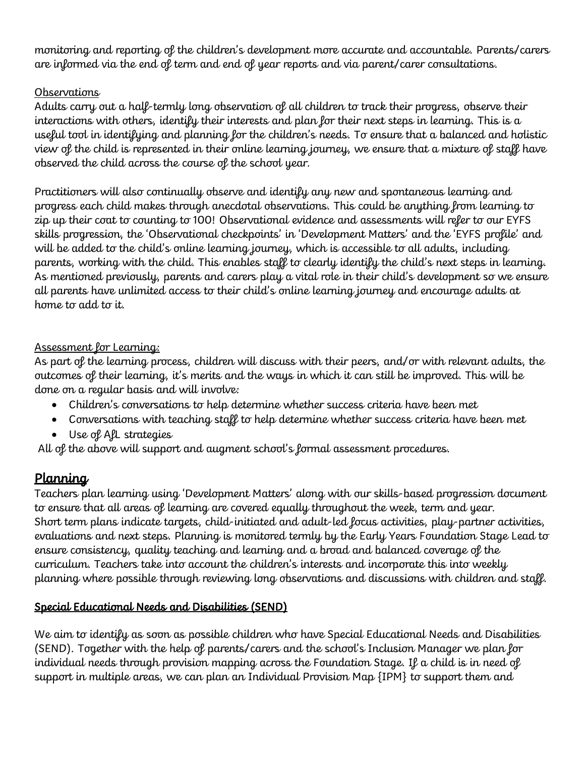monitoring and reporting of the children's development more accurate and accountable. Parents/carers are informed via the end of term and end of year reports and via parent/carer consultations.

Observations

Adults carry out a half-termly long observation of all children to track their progress, observe their interactions with others, identify their interests and plan for their next steps in learning. This is a useful tool in identifying and planning for the children's needs. To ensure that a balanced and holistic view of the child is represented in their online learning journey, we ensure that a mixture of staff have observed the child across the course of the school year.

Practitioners will also continually observe and identify any new and spontaneous learning and progress each child makes through anecdotal observations. This could be anything from learning to zip up their coat to counting to 100! Observational evidence and assessments will refer to our EYFS skills progression, the 'Observational checkpoints' in 'Development Matters' and the 'EYFS profile' and will be added to the child's online learning journey, which is accessible to all adults, including parents, working with the child. This enables staff to clearly identify the child's next steps in learning. As mentioned previously, parents and carers play a vital role in their child's development so we ensure all parents have unlimited access to their child's online learning journey and encourage adults at home to add to it.

Assessment for Learning:

As part of the learning process, children will discuss with their peers, and/or with relevant adults, the outcomes of their learning, it's merits and the ways in which it can still be improved. This will be done on a regular basis and will involve:

- Children's conversations to help determine whether success criteria have been met
- Conversations with teaching staff to help determine whether success criteria have been met
- Use of AfL strategies

All of the above will support and augment school's formal assessment procedures.

## Planning

Teachers plan learning using 'Development Matters' along with our skills-based progression document to ensure that all areas of learning are covered equally throughout the week, term and year.
Short term plans indicate targets, child-initiated and adult-led focus activities, play-partner activities, evaluations and next steps. Planning is monitored termly by the Early Years Foundation Stage Lead to ensure consistency, quality teaching and learning and a broad and balanced coverage of the curriculum. Teachers take into account the children's interests and incorporate this into weekly planning where possible through reviewing long observations and discussions with children and staff.

### Special Educational Needs and Disabilities (SEND)

We aim to identify as soon as possible children who have Special Educational Needs and Disabilities (SEND). Together with the help of parents/carers and the school's Inclusion Manager we plan for individual needs through provision mapping across the Foundation Stage. If a child is in need of support in multiple areas, we can plan an Individual Provision Map {IPM} to support them and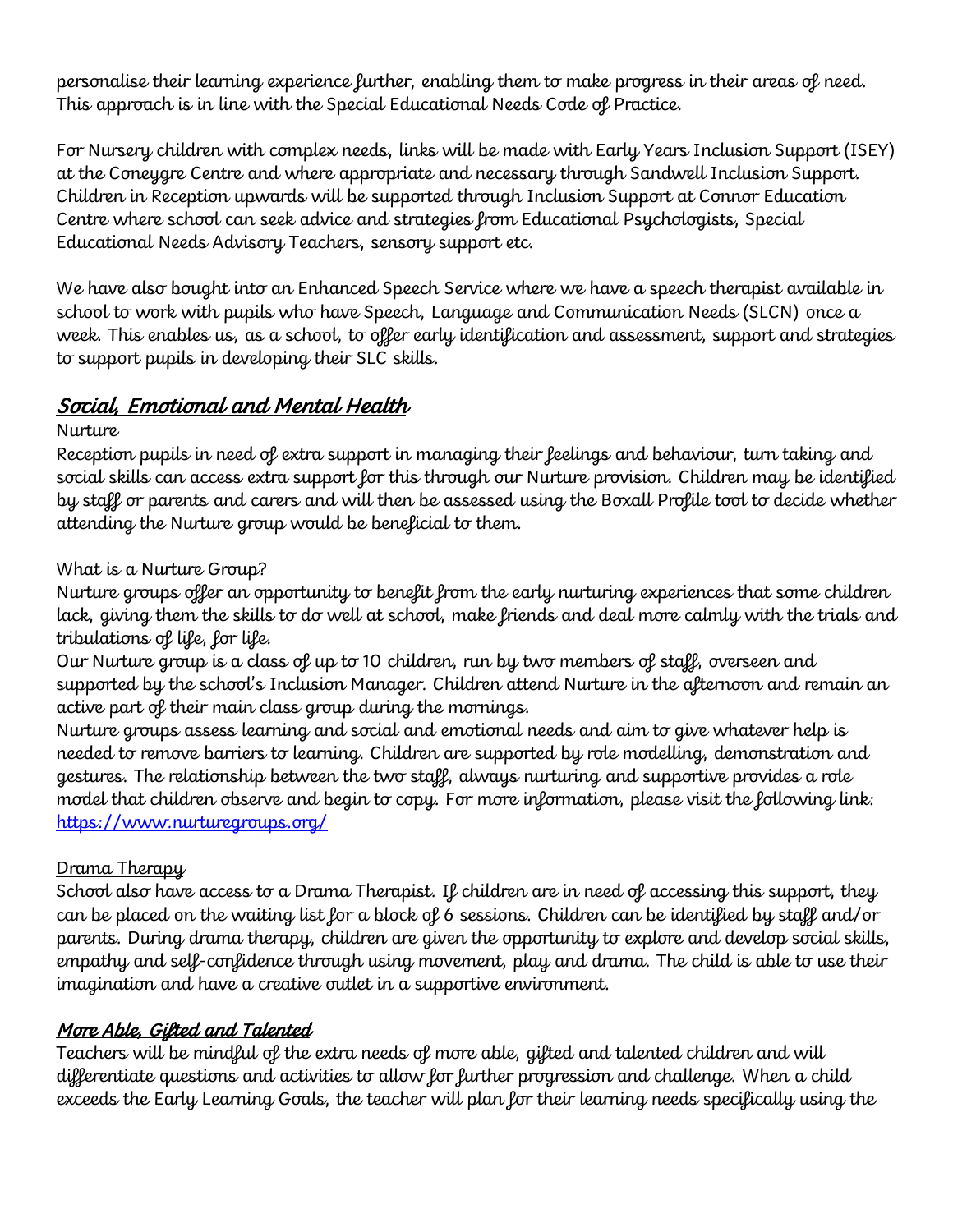personalise their learning experience further, enabling them to make progress in their areas of need. This approach is in line with the Special Educational Needs Code of Practice.

For Nursery children with complex needs, links will be made with Early Years Inclusion Support (ISEY) at the Coneygre Centre and where appropriate and necessary through Sandwell Inclusion Support. Children in Reception upwards will be supported through Inclusion Support at Connor Education Centre where school can seek advice and strategies from Educational Psychologists, Special Educational Needs Advisory Teachers, sensory support etc.

We have also bought into an Enhanced Speech Service where we have a speech therapist available in school to work with pupils who have Speech, Language and Communication Needs (SLCN) once a week. This enables us, as a school, to offer early identification and assessment, support and strategies to support pupils in developing their SLC skills.

## *Social, Emotional and Mental Health*

Nurture

Reception pupils in need of extra support in managing their feelings and behaviour, turn taking and social skills can access extra support for this through our Nurture provision. Children may be identified by staff or parents and carers and will then be assessed using the Boxall Profile tool to decide whether attending the Nurture group would be beneficial to them.

What is a Nurture Group?

Nurture groups offer an opportunity to benefit from the early nurturing experiences that some children lack, giving them the skills to do well at school, make friends and deal more calmly with the trials and tribulations of life, for life.

Our Nurture group is a class of up to 10 children, run by two members of staff, overseen and supported by the school's Inclusion Manager. Children attend Nurture in the afternoon and remain an active part of their main class group during the mornings.

Nurture groups assess learning and social and emotional needs and aim to give whatever help is needed to remove barriers to learning. Children are supported by role modelling, demonstration and gestures. The relationship between the two staff, always nurturing and supportive provides a role model that children observe and begin to copy. For more information, please visit the following link: [https://www.nurturegroups.org/](https://www.nurturegroups.org/)

Drama Therapy

School also have access to a Drama Therapist. If children are in need of accessing this support, they can be placed on the waiting list for a block of 6 sessions. Children can be identified by staff and/or parents. During drama therapy, children are given the opportunity to explore and develop social skills, empathy and self-confidence through using movement, play and drama. The child is able to use their imagination and have a creative outlet in a supportive environment.

## *More Able, Gifted and Talented*

Teachers will be mindful of the extra needs of more able, gifted and talented children and will differentiate questions and activities to allow for further progression and challenge. When a child exceeds the Early Learning Goals, the teacher will plan for their learning needs specifically using the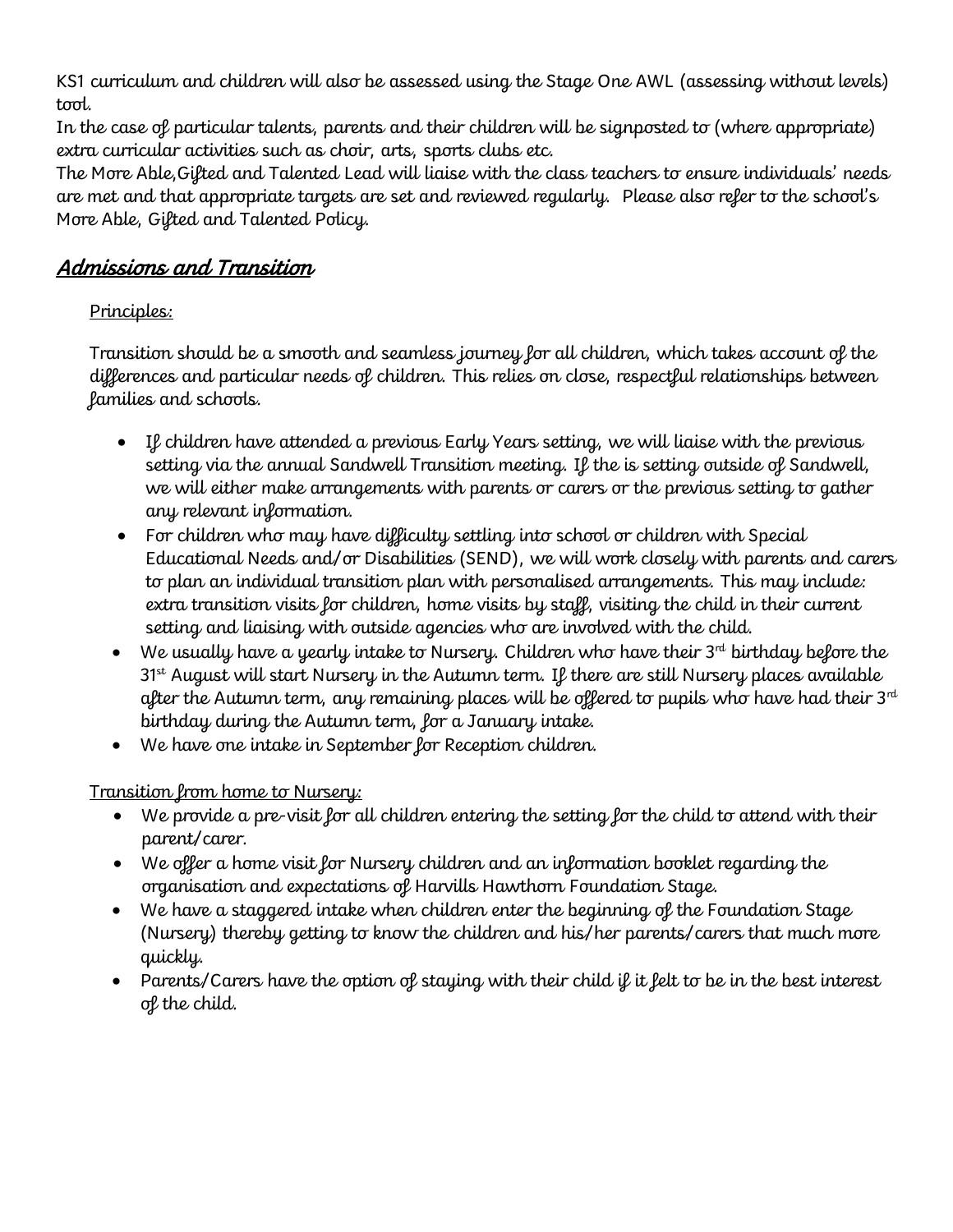KS1 curriculum and children will also be assessed using the Stage One AWL (assessing without levels) tool.
In the case of particular talents, parents and their children will be signposted to (where appropriate) extra curricular activities such as choir, arts, sports clubs etc.
The More Able,Gifted and Talented Lead will liaise with the class teachers to ensure individuals' needs are met and that appropriate targets are set and reviewed regularly. Please also refer to the school's More Able, Gifted and Talented Policy.

## *Admissions and Transition*

Principles:

Transition should be a smooth and seamless journey for all children, which takes account of the differences and particular needs of children. This relies on close, respectful relationships between families and schools.

- If children have attended a previous Early Years setting, we will liaise with the previous setting via the annual Sandwell Transition meeting. If the is setting outside of Sandwell, we will either make arrangements with parents or carers or the previous setting to gather any relevant information.
- For children who may have difficulty settling into school or children with Special Educational Needs and/or Disabilities (SEND), we will work closely with parents and carers to plan an individual transition plan with personalised arrangements. This may include: extra transition visits for children, home visits by staff, visiting the child in their current setting and liaising with outside agencies who are involved with the child.
- We usually have a yearly intake to Nursery. Children who have their 3rd birthday before the 31st August will start Nursery in the Autumn term. If there are still Nursery places available after the Autumn term, any remaining places will be offered to pupils who have had their 3rd birthday during the Autumn term, for a January intake.
- We have one intake in September for Reception children.

Transition from home to Nursery:

- We provide a pre-visit for all children entering the setting for the child to attend with their parent/carer.
- We offer a home visit for Nursery children and an information booklet regarding the organisation and expectations of Harvills Hawthorn Foundation Stage.
- We have a staggered intake when children enter the beginning of the Foundation Stage (Nursery) thereby getting to know the children and his/her parents/carers that much more quickly.
- Parents/Carers have the option of staying with their child if it felt to be in the best interest of the child.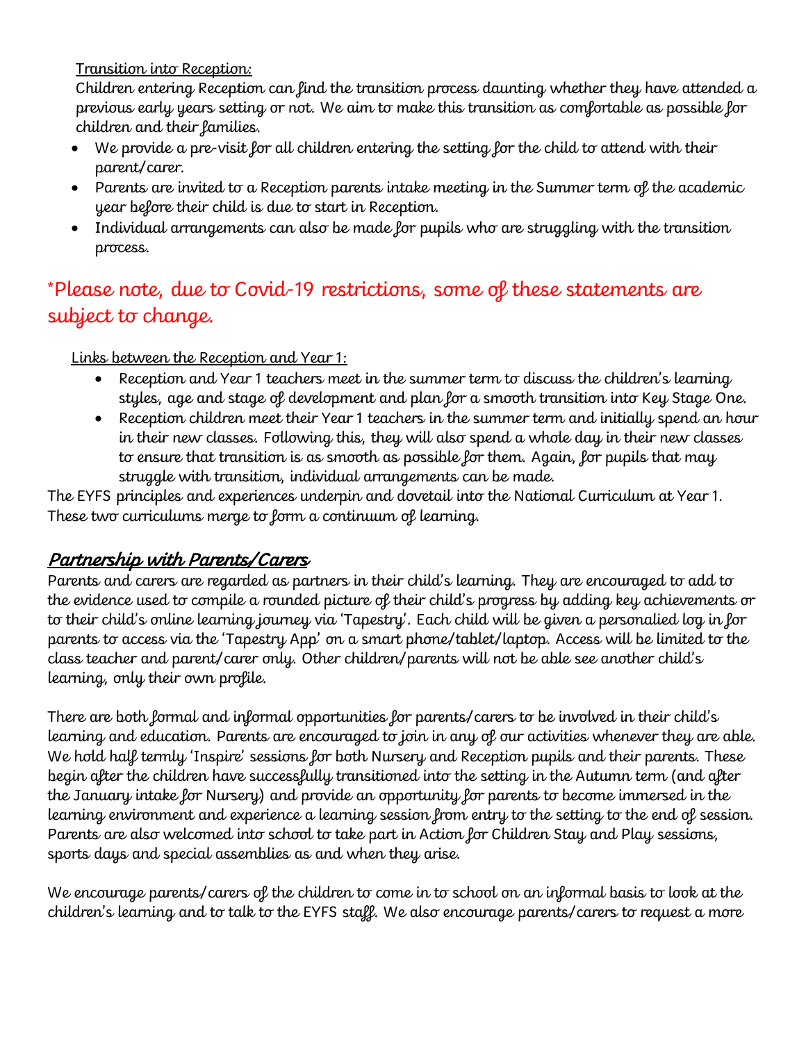Transition into Reception:

Children entering Reception can find the transition process daunting whether they have attended a previous early years setting or not. We aim to make this transition as comfortable as possible for children and their families.

- We provide a pre-visit for all children entering the setting for the child to attend with their parent/carer.
- Parents are invited to a Reception parents intake meeting in the Summer term of the academic year before their child is due to start in Reception.
- Individual arrangements can also be made for pupils who are struggling with the transition process.

*Please note, due to Covid-19 restrictions, some of these statements are subject to change.

Links between the Reception and Year 1:

- Reception and Year 1 teachers meet in the summer term to discuss the children's learning styles, age and stage of development and plan for a smooth transition into Key Stage One.
- Reception children meet their Year 1 teachers in the summer term and initially spend an hour in their new classes. Following this, they will also spend a whole day in their new classes to ensure that transition is as smooth as possible for them. Again, for pupils that may struggle with transition, individual arrangements can be made.

The EYFS principles and experiences underpin and dovetail into the National Curriculum at Year 1. These two curriculums merge to form a continuum of learning.

## *Partnership with Parents/Carers*

Parents and carers are regarded as partners in their child's learning. They are encouraged to add to the evidence used to compile a rounded picture of their child's progress by adding key achievements or to their child's online learning journey via 'Tapestry'. Each child will be given a personalied log in for parents to access via the 'Tapestry App' on a smart phone/tablet/laptop. Access will be limited to the class teacher and parent/carer only. Other children/parents will not be able see another child's learning, only their own profile.

There are both formal and informal opportunities for parents/carers to be involved in their child's learning and education. Parents are encouraged to join in any of our activities whenever they are able. We hold half termly 'Inspire' sessions for both Nursery and Reception pupils and their parents. These begin after the children have successfully transitioned into the setting in the Autumn term (and after the January intake for Nursery) and provide an opportunity for parents to become immersed in the learning environment and experience a learning session from entry to the setting to the end of session. Parents are also welcomed into school to take part in Action for Children Stay and Play sessions, sports days and special assemblies as and when they arise.

We encourage parents/carers of the children to come in to school on an informal basis to look at the children's learning and to talk to the EYFS staff. We also encourage parents/carers to request a more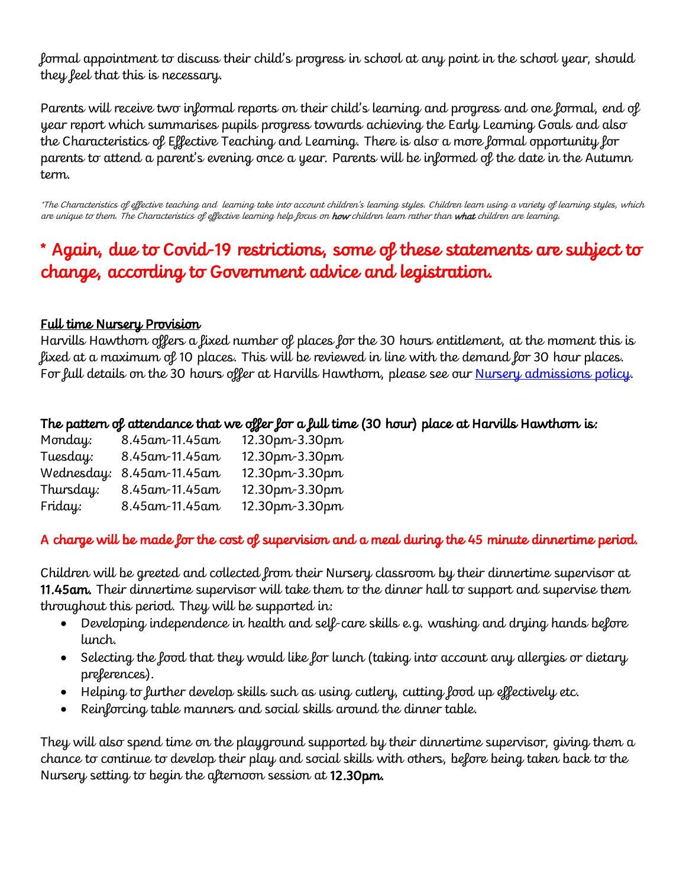formal appointment to discuss their child's progress in school at any point in the school year, should they feel that this is necessary.

Parents will receive two informal reports on their child's learning and progress and one formal, end of year report which summarises pupils progress towards achieving the Early Learning Goals and also the Characteristics of Effective Teaching and Learning. There is also a more formal opportunity for parents to attend a parent's evening once a year. Parents will be informed of the date in the Autumn term.

*\*The Characteristics of effective teaching and learning take into account children's learning styles. Children learn using a variety of learning styles, which are unique to them. The Characteristics of effective learning help focus on **how** children learn rather than **what** children are learning.*

## * Again, due to Covid-19 restrictions, some of these statements are subject to change, according to Government advice and legistration.

**Full time Nursery Provision**

Harvills Hawthorn offers a fixed number of places for the 30 hours entitlement, at the moment this is fixed at a maximum of 10 places. This will be reviewed in line with the demand for 30 hour places. For full details on the 30 hours offer at Harvills Hawthorn, please see our [Nursery admissions policy](#).

**The pattern of attendance that we offer for a full time (30 hour) place at Harvills Hawthorn is:**

| | | |
|---|---|---|
| Monday: | 8.45am-11.45am | 12.30pm-3.30pm |
| Tuesday: | 8.45am-11.45am | 12.30pm-3.30pm |
| Wednesday: | 8.45am-11.45am | 12.30pm-3.30pm |
| Thursday: | 8.45am-11.45am | 12.30pm-3.30pm |
| Friday: | 8.45am-11.45am | 12.30pm-3.30pm |

**A charge will be made for the cost of supervision and a meal during the 45 minute dinnertime period.**

Children will be greeted and collected from their Nursery classroom by their dinnertime supervisor at **11.45am.** Their dinnertime supervisor will take them to the dinner hall to support and supervise them throughout this period. They will be supported in:

- Developing independence in health and self-care skills e.g. washing and drying hands before lunch.
- Selecting the food that they would like for lunch (taking into account any allergies or dietary preferences).
- Helping to further develop skills such as using cutlery, cutting food up effectively etc.
- Reinforcing table manners and social skills around the dinner table.

They will also spend time on the playground supported by their dinnertime supervisor, giving them a chance to continue to develop their play and social skills with others, before being taken back to the Nursery setting to begin the afternoon session at **12.30pm.**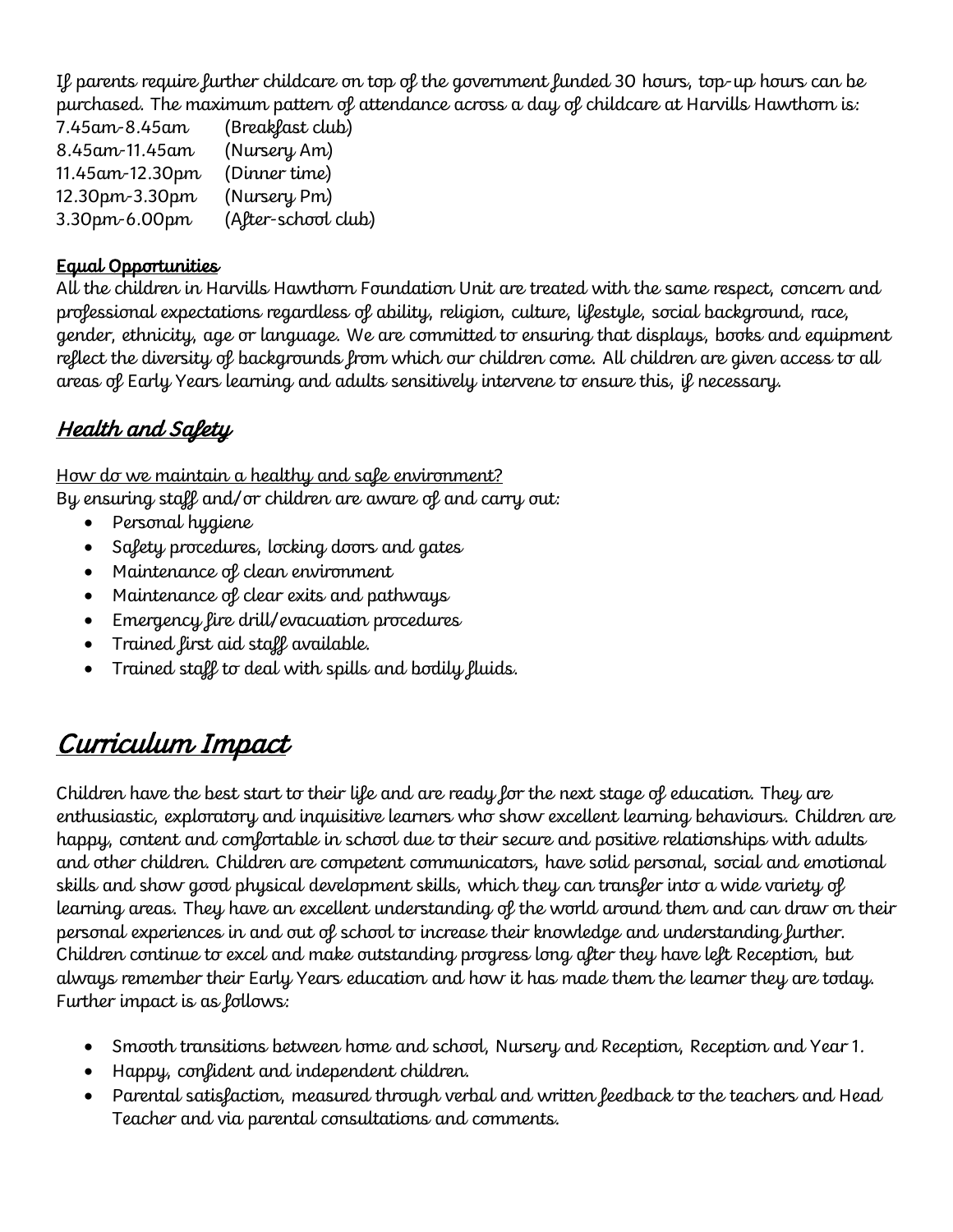If parents require further childcare on top of the government funded 30 hours, top-up hours can be purchased. The maximum pattern of attendance across a day of childcare at Harvills Hawthorn is:

| | |
|---|---|
| 7.45am-8.45am | (Breakfast club) |
| 8.45am-11.45am | (Nursery Am) |
| 11.45am-12.30pm | (Dinner time) |
| 12.30pm-3.30pm | (Nursery Pm) |
| 3.30pm-6.00pm | (After-school club) |

**Equal Opportunities**

All the children in Harvills Hawthorn Foundation Unit are treated with the same respect, concern and professional expectations regardless of ability, religion, culture, lifestyle, social background, race, gender, ethnicity, age or language. We are committed to ensuring that displays, books and equipment reflect the diversity of backgrounds from which our children come. All children are given access to all areas of Early Years learning and adults sensitively intervene to ensure this, if necessary.

## *Health and Safety*

How do we maintain a healthy and safe environment?

By ensuring staff and/or children are aware of and carry out:

- Personal hygiene
- Safety procedures, locking doors and gates
- Maintenance of clean environment
- Maintenance of clear exits and pathways
- Emergency fire drill/evacuation procedures
- Trained first aid staff available.
- Trained staff to deal with spills and bodily fluids.

# *Curriculum Impact*

Children have the best start to their life and are ready for the next stage of education. They are enthusiastic, exploratory and inquisitive learners who show excellent learning behaviours. Children are happy, content and comfortable in school due to their secure and positive relationships with adults and other children. Children are competent communicators, have solid personal, social and emotional skills and show good physical development skills, which they can transfer into a wide variety of learning areas. They have an excellent understanding of the world around them and can draw on their personal experiences in and out of school to increase their knowledge and understanding further. Children continue to excel and make outstanding progress long after they have left Reception, but always remember their Early Years education and how it has made them the learner they are today. Further impact is as follows:

- Smooth transitions between home and school, Nursery and Reception, Reception and Year 1.
- Happy, confident and independent children.
- Parental satisfaction, measured through verbal and written feedback to the teachers and Head Teacher and via parental consultations and comments.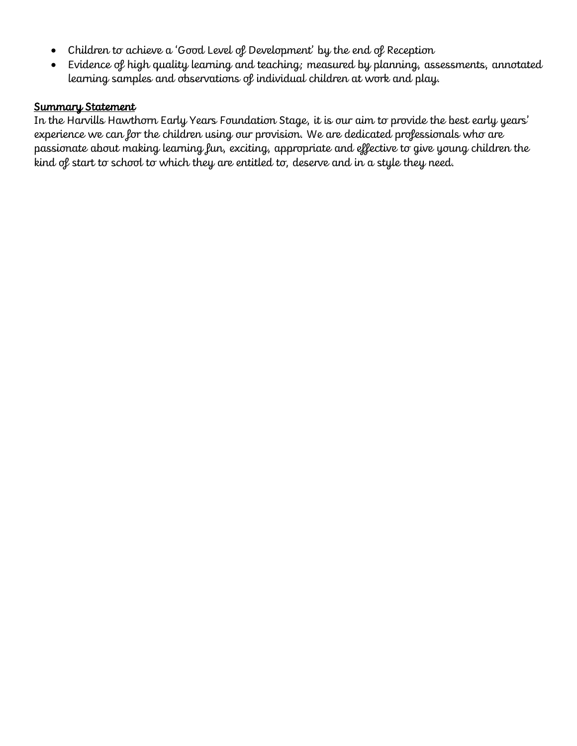- Children to achieve a 'Good Level of Development' by the end of Reception
- Evidence of high quality learning and teaching; measured by planning, assessments, annotated learning samples and observations of individual children at work and play.

<u>Summary Statement</u>

In the Harvills Hawthorn Early Years Foundation Stage, it is our aim to provide the best early years' experience we can for the children using our provision. We are dedicated professionals who are passionate about making learning fun, exciting, appropriate and effective to give young children the kind of start to school to which they are entitled to, deserve and in a style they need.